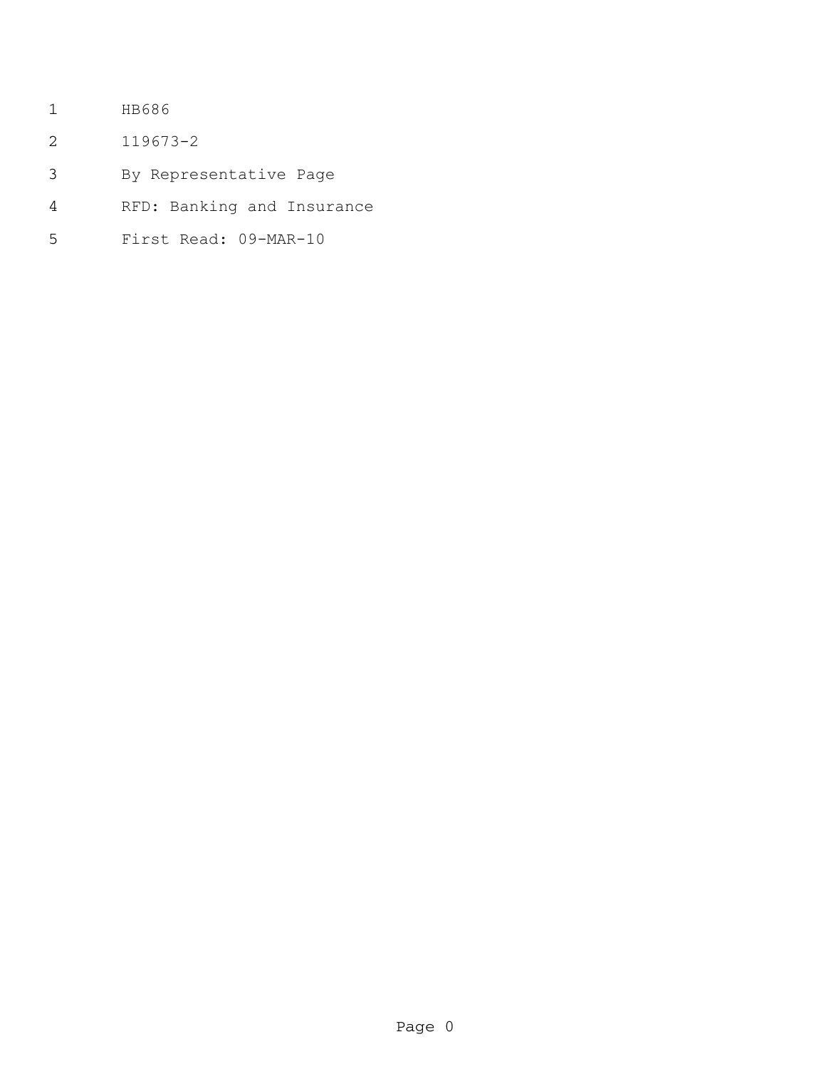HB686

119673-2

By Representative Page

RFD: Banking and Insurance

First Read: 09-MAR-10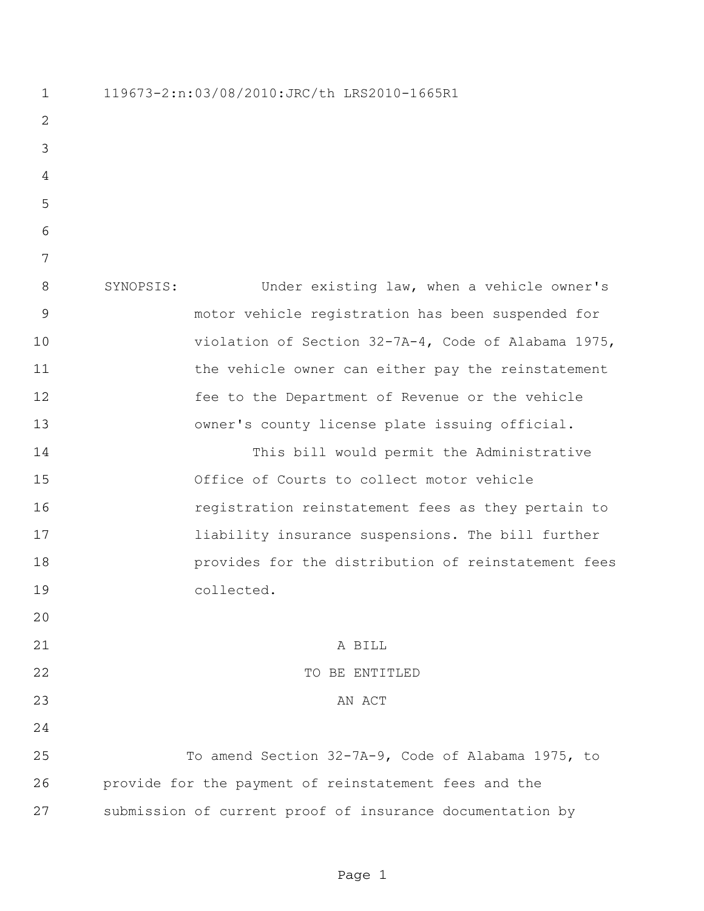119673-2:n:03/08/2010:JRC/th LRS2010-1665R1

SYNOPSIS: Under existing law, when a vehicle owner's motor vehicle registration has been suspended for violation of Section 32-7A-4, Code of Alabama 1975, the vehicle owner can either pay the reinstatement fee to the Department of Revenue or the vehicle owner's county license plate issuing official.

This bill would permit the Administrative Office of Courts to collect motor vehicle registration reinstatement fees as they pertain to liability insurance suspensions. The bill further provides for the distribution of reinstatement fees collected.

A BILL

TO BE ENTITLED

AN ACT

To amend Section 32-7A-9, Code of Alabama 1975, to provide for the payment of reinstatement fees and the submission of current proof of insurance documentation by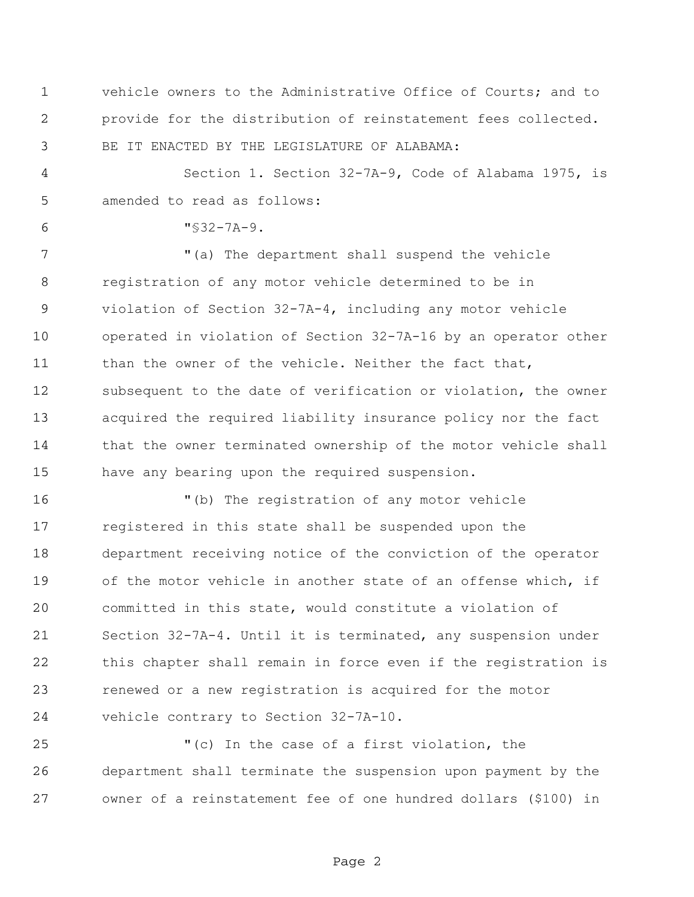vehicle owners to the Administrative Office of Courts; and to provide for the distribution of reinstatement fees collected.

BE IT ENACTED BY THE LEGISLATURE OF ALABAMA:

Section 1. Section 32-7A-9, Code of Alabama 1975, is amended to read as follows:

"§32-7A-9.

"(a) The department shall suspend the vehicle registration of any motor vehicle determined to be in violation of Section 32-7A-4, including any motor vehicle operated in violation of Section 32-7A-16 by an operator other than the owner of the vehicle. Neither the fact that, subsequent to the date of verification or violation, the owner acquired the required liability insurance policy nor the fact that the owner terminated ownership of the motor vehicle shall have any bearing upon the required suspension.

"(b) The registration of any motor vehicle registered in this state shall be suspended upon the department receiving notice of the conviction of the operator of the motor vehicle in another state of an offense which, if committed in this state, would constitute a violation of Section 32-7A-4. Until it is terminated, any suspension under this chapter shall remain in force even if the registration is renewed or a new registration is acquired for the motor vehicle contrary to Section 32-7A-10.

"(c) In the case of a first violation, the department shall terminate the suspension upon payment by the owner of a reinstatement fee of one hundred dollars ($100) in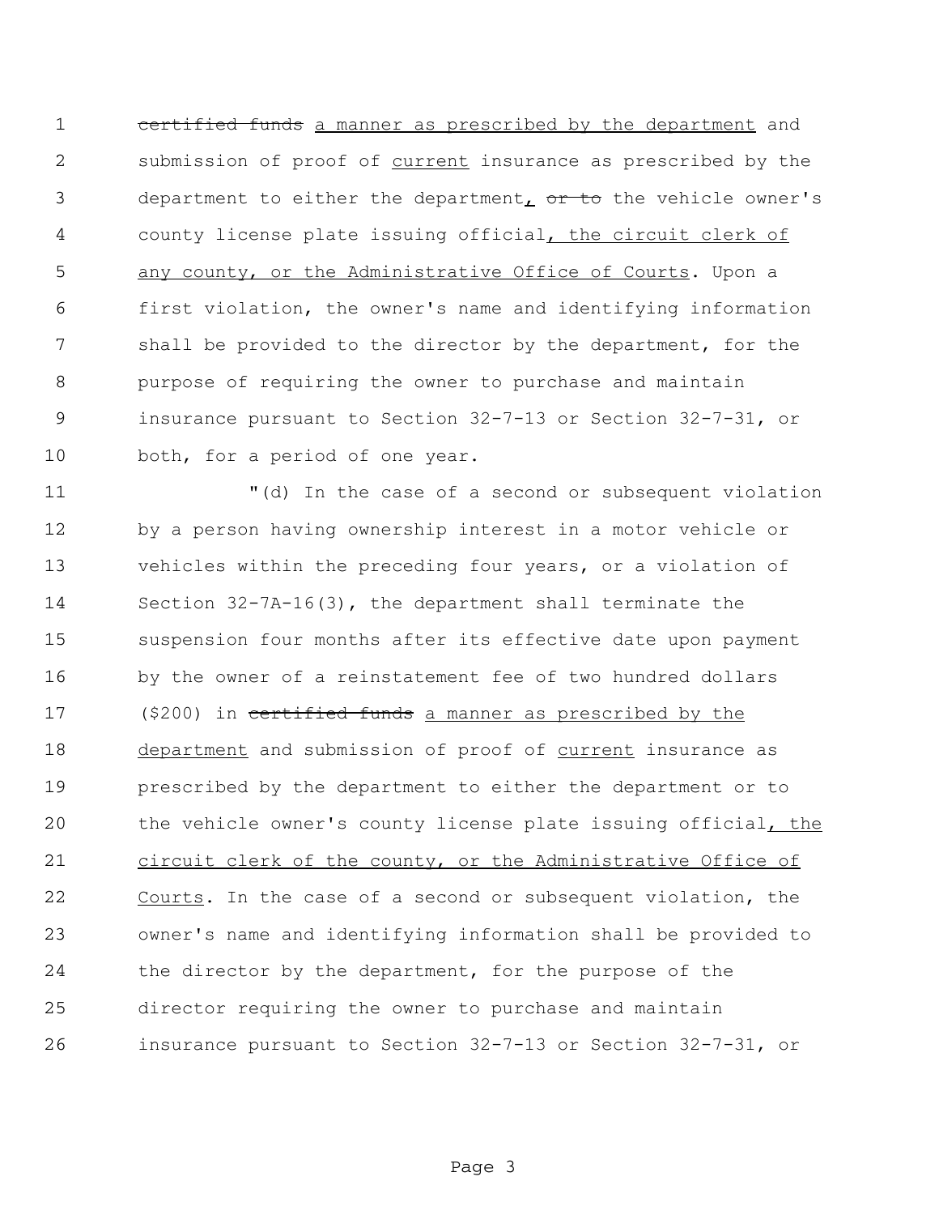~~certified funds~~ a manner as prescribed by the department and submission of proof of current insurance as prescribed by the department to either the department, ~~or to~~ the vehicle owner's county license plate issuing official, the circuit clerk of any county, or the Administrative Office of Courts. Upon a first violation, the owner's name and identifying information shall be provided to the director by the department, for the purpose of requiring the owner to purchase and maintain insurance pursuant to Section 32-7-13 or Section 32-7-31, or both, for a period of one year.

"(d) In the case of a second or subsequent violation by a person having ownership interest in a motor vehicle or vehicles within the preceding four years, or a violation of Section 32-7A-16(3), the department shall terminate the suspension four months after its effective date upon payment by the owner of a reinstatement fee of two hundred dollars ($200) in ~~certified funds~~ a manner as prescribed by the department and submission of proof of current insurance as prescribed by the department to either the department or to the vehicle owner's county license plate issuing official, the circuit clerk of the county, or the Administrative Office of Courts. In the case of a second or subsequent violation, the owner's name and identifying information shall be provided to the director by the department, for the purpose of the director requiring the owner to purchase and maintain insurance pursuant to Section 32-7-13 or Section 32-7-31, or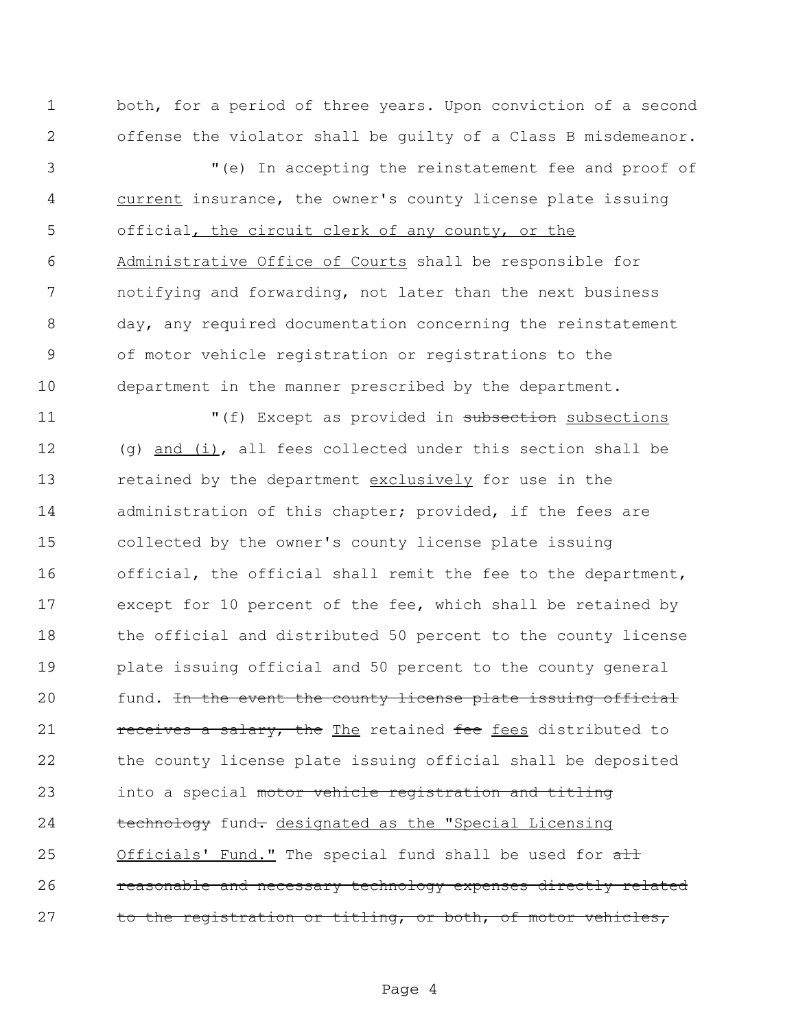both, for a period of three years. Upon conviction of a second offense the violator shall be guilty of a Class B misdemeanor.

"(e) In accepting the reinstatement fee and proof of current insurance, the owner's county license plate issuing official, the circuit clerk of any county, or the Administrative Office of Courts shall be responsible for notifying and forwarding, not later than the next business day, any required documentation concerning the reinstatement of motor vehicle registration or registrations to the department in the manner prescribed by the department.

"(f) Except as provided in ~~subsection~~ subsections (g) and (i), all fees collected under this section shall be retained by the department exclusively for use in the administration of this chapter; provided, if the fees are collected by the owner's county license plate issuing official, the official shall remit the fee to the department, except for 10 percent of the fee, which shall be retained by the official and distributed 50 percent to the county license plate issuing official and 50 percent to the county general fund. ~~In the event the county license plate issuing official receives a salary, the~~ The retained ~~fee~~ fees distributed to the county license plate issuing official shall be deposited into a special ~~motor vehicle registration and titling technology~~ fund~~.~~ designated as the "Special Licensing Officials' Fund." The special fund shall be used for ~~all reasonable and necessary technology expenses directly related to the registration or titling, or both, of motor vehicles,~~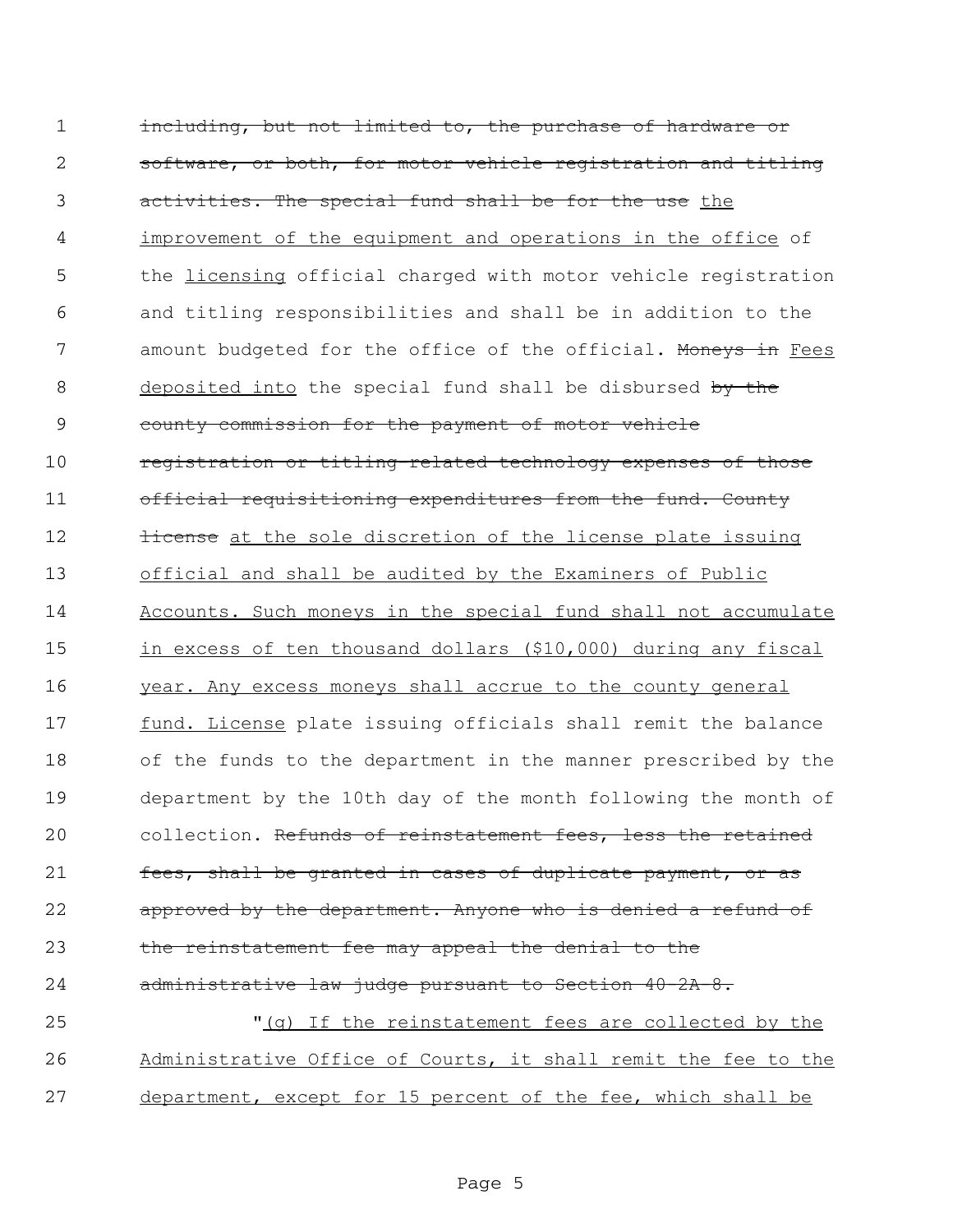~~including, but not limited to, the purchase of hardware or software, or both, for motor vehicle registration and titling activities. The special fund shall be for the use~~ the improvement of the equipment and operations in the office of the licensing official charged with motor vehicle registration and titling responsibilities and shall be in addition to the amount budgeted for the office of the official. ~~Moneys in~~ Fees deposited into the special fund shall be disbursed ~~by the county commission for the payment of motor vehicle registration or titling related technology expenses of those official requisitioning expenditures from the fund. County license~~ at the sole discretion of the license plate issuing official and shall be audited by the Examiners of Public Accounts. Such moneys in the special fund shall not accumulate in excess of ten thousand dollars ($10,000) during any fiscal year. Any excess moneys shall accrue to the county general fund. License plate issuing officials shall remit the balance of the funds to the department in the manner prescribed by the department by the 10th day of the month following the month of collection. ~~Refunds of reinstatement fees, less the retained fees, shall be granted in cases of duplicate payment, or as approved by the department. Anyone who is denied a refund of the reinstatement fee may appeal the denial to the administrative law judge pursuant to Section 40-2A-8.~~

"(g) If the reinstatement fees are collected by the Administrative Office of Courts, it shall remit the fee to the department, except for 15 percent of the fee, which shall be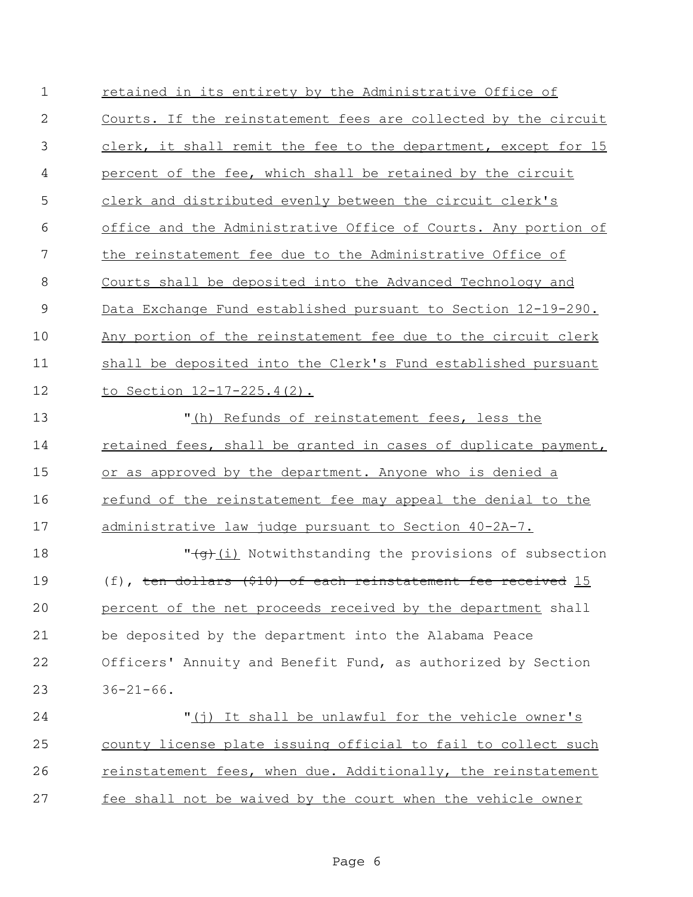retained in its entirety by the Administrative Office of Courts. If the reinstatement fees are collected by the circuit clerk, it shall remit the fee to the department, except for 15 percent of the fee, which shall be retained by the circuit clerk and distributed evenly between the circuit clerk's office and the Administrative Office of Courts. Any portion of the reinstatement fee due to the Administrative Office of Courts shall be deposited into the Advanced Technology and Data Exchange Fund established pursuant to Section 12-19-290. Any portion of the reinstatement fee due to the circuit clerk shall be deposited into the Clerk's Fund established pursuant to Section 12-17-225.4(2).

"(h) Refunds of reinstatement fees, less the retained fees, shall be granted in cases of duplicate payment, or as approved by the department. Anyone who is denied a refund of the reinstatement fee may appeal the denial to the administrative law judge pursuant to Section 40-2A-7.

"~~(g)~~ (i) Notwithstanding the provisions of subsection (f), ~~ten dollars ($10) of each reinstatement fee received~~ 15 percent of the net proceeds received by the department shall be deposited by the department into the Alabama Peace Officers' Annuity and Benefit Fund, as authorized by Section 36-21-66.

"(j) It shall be unlawful for the vehicle owner's county license plate issuing official to fail to collect such reinstatement fees, when due. Additionally, the reinstatement fee shall not be waived by the court when the vehicle owner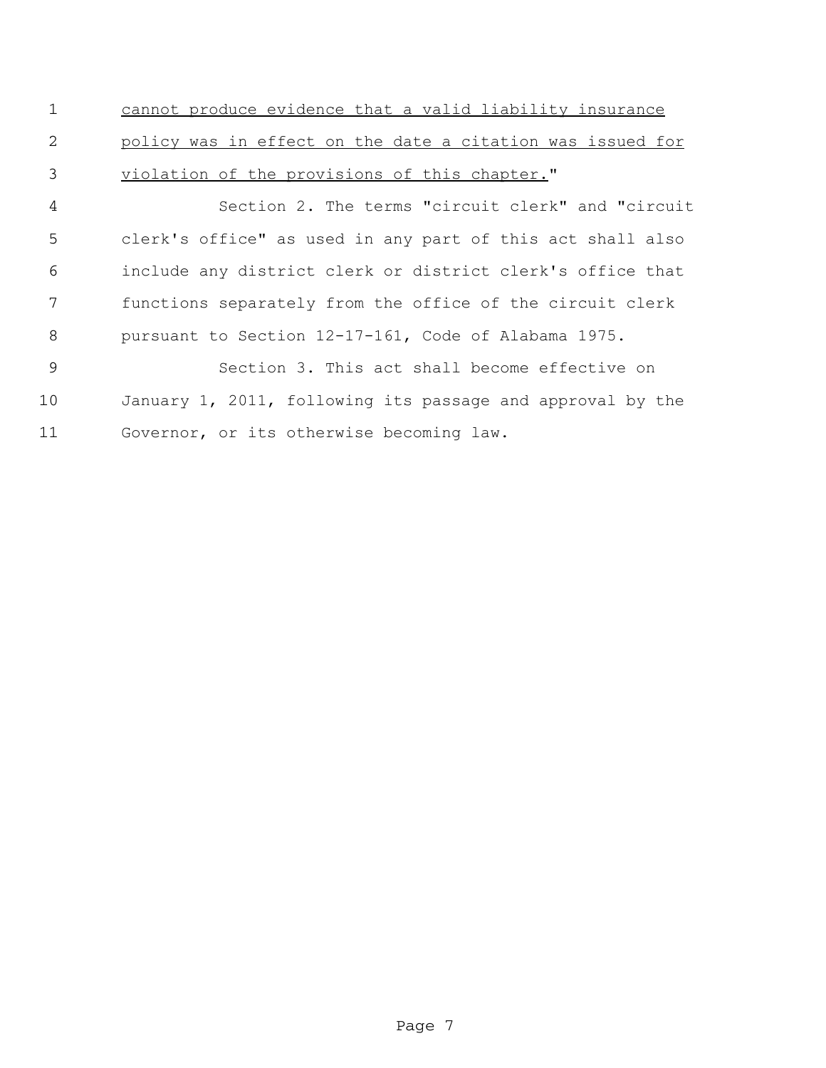cannot produce evidence that a valid liability insurance policy was in effect on the date a citation was issued for violation of the provisions of this chapter."

Section 2. The terms "circuit clerk" and "circuit clerk's office" as used in any part of this act shall also include any district clerk or district clerk's office that functions separately from the office of the circuit clerk pursuant to Section 12-17-161, Code of Alabama 1975.

Section 3. This act shall become effective on January 1, 2011, following its passage and approval by the Governor, or its otherwise becoming law.